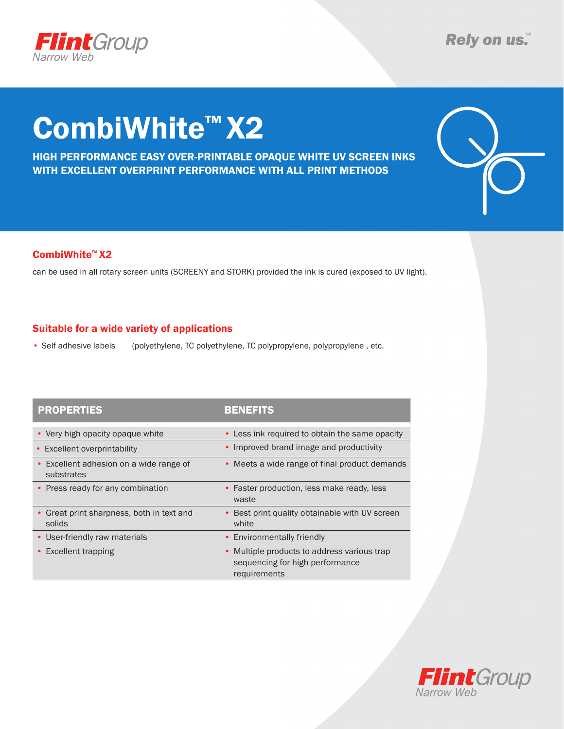# CombiWhite™ X2

**HIGH PERFORMANCE EASY OVER-PRINTABLE OPAQUE WHITE UV SCREEN INKS WITH EXCELLENT OVERPRINT PERFORMANCE WITH ALL PRINT METHODS**

## CombiWhite™ X2

can be used in all rotary screen units (SCREENY and STORK) provided the ink is cured (exposed to UV light).

## Suitable for a wide variety of applications

- Self adhesive labels (polyethylene, TC polyethylene, TC polypropylene, polypropylene , etc.

| PROPERTIES | BENEFITS |
|---|---|
| • Very high opacity opaque white | • Less ink required to obtain the same opacity |
| • Excellent overprintability | • Improved brand image and productivity |
| • Excellent adhesion on a wide range of substrates | • Meets a wide range of final product demands |
| • Press ready for any combination | • Faster production, less make ready, less waste |
| • Great print sharpness, both in text and solids | • Best print quality obtainable with UV screen white |
| • User-friendly raw materials | • Environmentally friendly |
| • Excellent trapping | • Multiple products to address various trap sequencing for high performance requirements |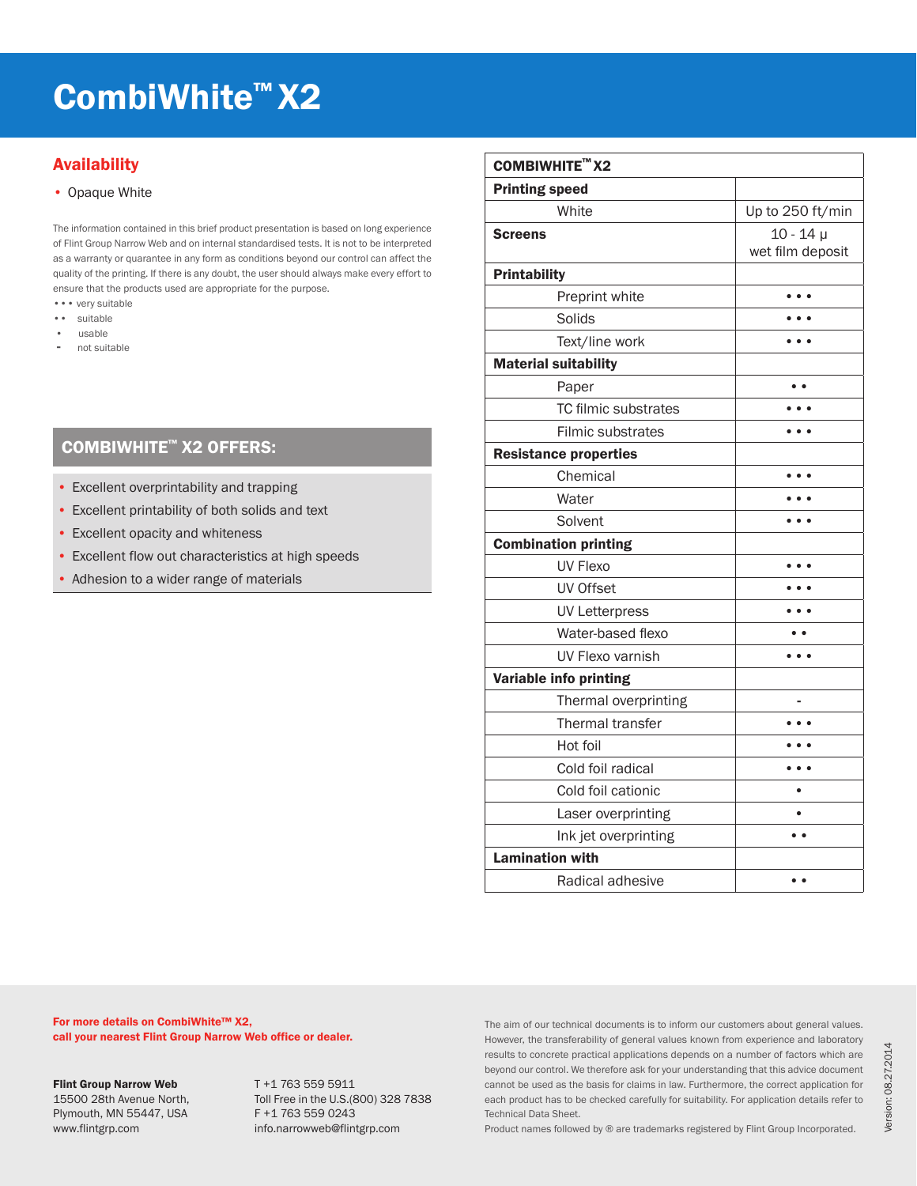# CombiWhite™ X2

## Availability

- Opaque White

The information contained in this brief product presentation is based on long experience of Flint Group Narrow Web and on internal standardised tests. It is not to be interpreted as a warranty or guarantee in any form as conditions beyond our control can affect the quality of the printing. If there is any doubt, the user should always make every effort to ensure that the products used are appropriate for the purpose.

• • • very suitable
• • suitable
• usable
- not suitable

## COMBIWHITE™ X2 OFFERS:

- Excellent overprintability and trapping
- Excellent printability of both solids and text
- Excellent opacity and whiteness
- Excellent flow out characteristics at high speeds
- Adhesion to a wider range of materials

| COMBIWHITE™ X2 | |
|---|---|
| **Printing speed** | |
| White | Up to 250 ft/min |
| **Screens** | 10 - 14 µ wet film deposit |
| **Printability** | |
| Preprint white | • • • |
| Solids | • • • |
| Text/line work | • • • |
| **Material suitability** | |
| Paper | • • |
| TC filmic substrates | • • • |
| Filmic substrates | • • • |
| **Resistance properties** | |
| Chemical | • • • |
| Water | • • • |
| Solvent | • • • |
| **Combination printing** | |
| UV Flexo | • • • |
| UV Offset | • • • |
| UV Letterpress | • • • |
| Water-based flexo | • • |
| UV Flexo varnish | • • • |
| **Variable info printing** | |
| Thermal overprinting | - |
| Thermal transfer | • • • |
| Hot foil | • • • |
| Cold foil radical | • • • |
| Cold foil cationic | • |
| Laser overprinting | • |
| Ink jet overprinting | • • |
| **Lamination with** | |
| Radical adhesive | • • |

**For more details on CombiWhite™ X2, call your nearest Flint Group Narrow Web office or dealer.**

**Flint Group Narrow Web**
15500 28th Avenue North,
Plymouth, MN 55447, USA
www.flintgrp.com

T +1 763 559 5911
Toll Free in the U.S.(800) 328 7838
F +1 763 559 0243
info.narrowweb@flintgrp.com

The aim of our technical documents is to inform our customers about general values. However, the transferability of general values known from experience and laboratory results to concrete practical applications depends on a number of factors which are beyond our control. We therefore ask for your understanding that this advice document cannot be used as the basis for claims in law. Furthermore, the correct application for each product has to be checked carefully for suitability. For application details refer to Technical Data Sheet.
Product names followed by ® are trademarks registered by Flint Group Incorporated.

Version: 08.27.2014